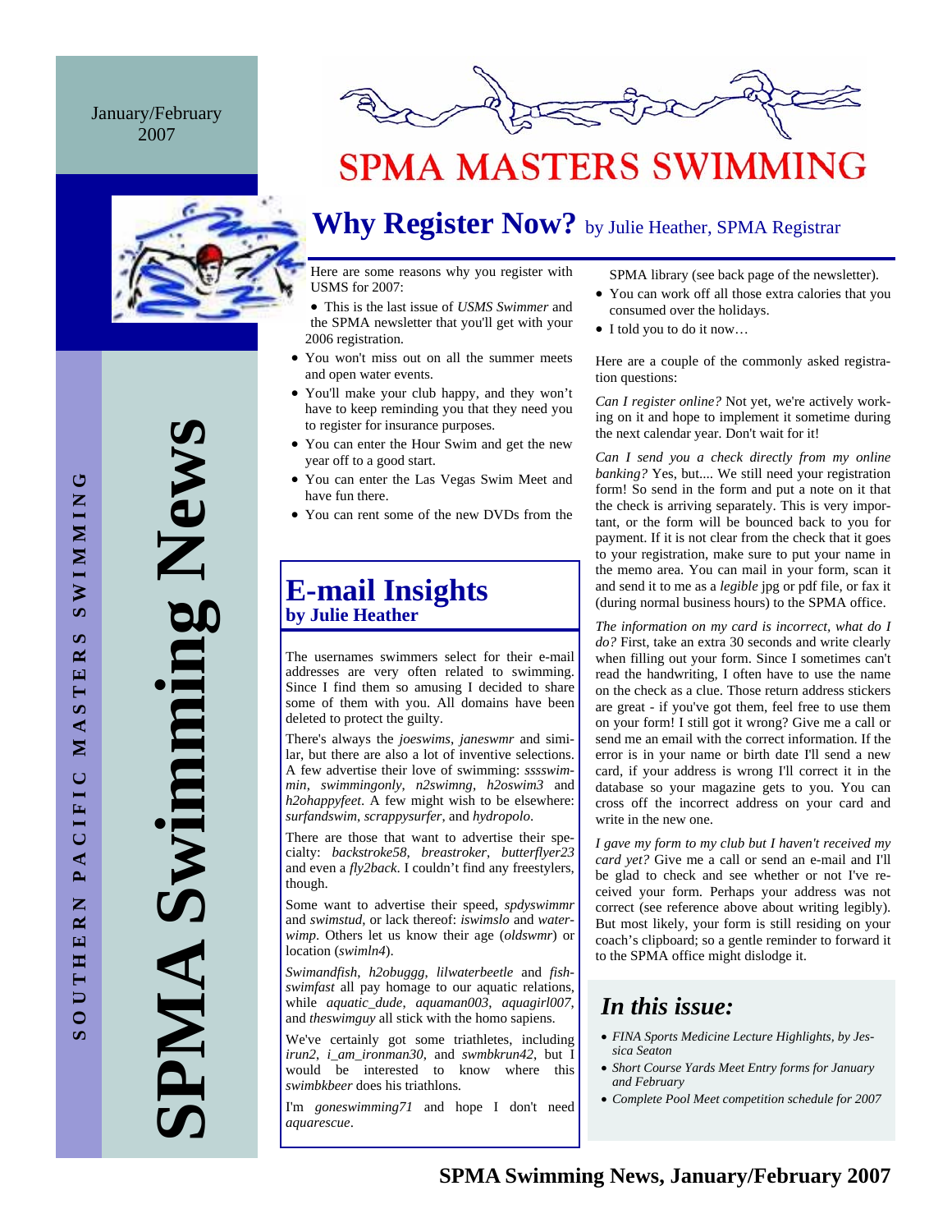January/February 2007

# SPMA MASTERS SWIMMING

SPMA Swimming News

SOUTHERN PACIFIC MASTERS SWIMMING

## Why Register Now? by Julie Heather, SPMA Registrar

Here are some reasons why you register with USMS for 2007:

- This is the last issue of *USMS Swimmer* and the SPMA newsletter that you'll get with your 2006 registration.
- You won't miss out on all the summer meets and open water events.
- You'll make your club happy, and they won't have to keep reminding you that they need you to register for insurance purposes.
- You can enter the Hour Swim and get the new year off to a good start.
- You can enter the Las Vegas Swim Meet and have fun there.
- You can rent some of the new DVDs from the SPMA library (see back page of the newsletter).
- You can work off all those extra calories that you consumed over the holidays.
- I told you to do it now…

Here are a couple of the commonly asked registration questions:

*Can I register online?* Not yet, we're actively working on it and hope to implement it sometime during the next calendar year. Don't wait for it!

*Can I send you a check directly from my online banking?* Yes, but.... We still need your registration form! So send in the form and put a note on it that the check is arriving separately. This is very important, or the form will be bounced back to you for payment. If it is not clear from the check that it goes to your registration, make sure to put your name in the memo area. You can mail in your form, scan it and send it to me as a *legible* jpg or pdf file, or fax it (during normal business hours) to the SPMA office.

*The information on my card is incorrect, what do I do?* First, take an extra 30 seconds and write clearly when filling out your form. Since I sometimes can't read the handwriting, I often have to use the name on the check as a clue. Those return address stickers are great - if you've got them, feel free to use them on your form! I still got it wrong? Give me a call or send me an email with the correct information. If the error is in your name or birth date I'll send a new card, if your address is wrong I'll correct it in the database so your magazine gets to you. You can cross off the incorrect address on your card and write in the new one.

*I gave my form to my club but I haven't received my card yet?* Give me a call or send an e-mail and I'll be glad to check and see whether or not I've received your form. Perhaps your address was not correct (see reference above about writing legibly). But most likely, your form is still residing on your coach's clipboard; so a gentle reminder to forward it to the SPMA office might dislodge it.

## E-mail Insights
### by Julie Heather

The usernames swimmers select for their e-mail addresses are very often related to swimming. Since I find them so amusing I decided to share some of them with you. All domains have been deleted to protect the guilty.

There's always the *joeswims*, *janeswmr* and similar, but there are also a lot of inventive selections. A few advertise their love of swimming: *sssswimmin*, *swimmingonly*, *n2swimng*, *h2oswim3* and *h2ohappyfeet*. A few might wish to be elsewhere: *surfandswim*, *scrappysurfer*, and *hydropolo*.

There are those that want to advertise their specialty: *backstroke58*, *breastroker*, *butterflyer23* and even a *fly2back*. I couldn't find any freestylers, though.

Some want to advertise their speed, *spdyswimmr* and *swimstud*, or lack thereof: *iswimslo* and *waterwimp*. Others let us know their age (*oldswmr*) or location (*swimln4*).

*Swimandfish*, *h2obuggg*, *lilwaterbeetle* and *fishswimfast* all pay homage to our aquatic relations, while *aquatic_dude*, *aquaman003*, *aquagirl007*, and *theswimguy* all stick with the homo sapiens.

We've certainly got some triathletes, including *irun2*, *i_am_ironman30*, and *swmbkrun42*, but I would be interested to know where this *swimbkbeer* does his triathlons.

I'm *goneswimming71* and hope I don't need *aquarescue*.

## *In this issue:*

- *FINA Sports Medicine Lecture Highlights, by Jessica Seaton*
- *Short Course Yards Meet Entry forms for January and February*
- *Complete Pool Meet competition schedule for 2007*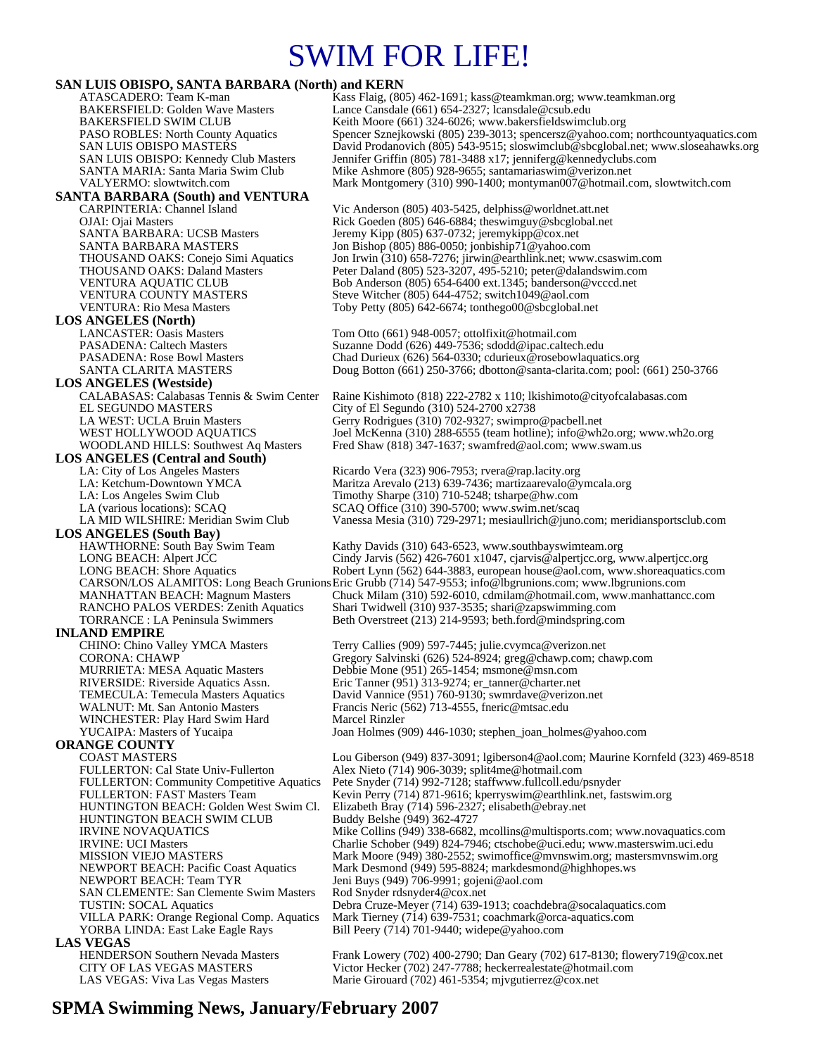# SWIM FOR LIFE!

**SAN LUIS OBISPO, SANTA BARBARA (North) and KERN**

| | |
|---|---|
| ATASCADERO: Team K-man | Kass Flaig, (805) 462-1691; kass@teamkman.org; www.teamkman.org |
| BAKERSFIELD: Golden Wave Masters | Lance Cansdale (661) 654-2327; lcansdale@csub.edu |
| BAKERSFIELD SWIM CLUB | Keith Moore (661) 324-6026; www.bakersfieldswimclub.org |
| PASO ROBLES: North County Aquatics | Spencer Sznejkowski (805) 239-3013; spencersz@yahoo.com; northcountyaquatics.com |
| SAN LUIS OBISPO MASTERS | David Prodanovich (805) 543-9515; sloswimclub@sbcglobal.net; www.sloseahawks.org |
| SAN LUIS OBISPO: Kennedy Club Masters | Jennifer Griffin (805) 781-3488 x17; jenniferg@kennedyclubs.com |
| SANTA MARIA: Santa Maria Swim Club | Mike Ashmore (805) 928-9655; santamariaswim@verizon.net |
| VALYERMO: slowtwitch.com | Mark Montgomery (310) 990-1400; montyman007@hotmail.com, slowtwitch.com |

**SANTA BARBARA (South) and VENTURA**

| | |
|---|---|
| CARPINTERIA: Channel Island | Vic Anderson (805) 403-5425, delphiss@worldnet.att.net |
| OJAI: Ojai Masters | Rick Goeden (805) 646-6884; theswimguy@sbcglobal.net |
| SANTA BARBARA: UCSB Masters | Jeremy Kipp (805) 637-0732; jeremykipp@cox.net |
| SANTA BARBARA MASTERS | Jon Bishop (805) 886-0050; jonbiship71@yahoo.com |
| THOUSAND OAKS: Conejo Simi Aquatics | Jon Irwin (310) 658-7276; jirwin@earthlink.net; www.csaswim.com |
| THOUSAND OAKS: Daland Masters | Peter Daland (805) 523-3207, 495-5210; peter@dalandswim.com |
| VENTURA AQUATIC CLUB | Bob Anderson (805) 654-6400 ext.1345; banderson@vcccd.net |
| VENTURA COUNTY MASTERS | Steve Witcher (805) 644-4752; switch1049@aol.com |
| VENTURA: Rio Mesa Masters | Toby Petty (805) 642-6674; tonthego00@sbcglobal.net |

**LOS ANGELES (North)**

| | |
|---|---|
| LANCASTER: Oasis Masters | Tom Otto (661) 948-0057; ottolfixit@hotmail.com |
| PASADENA: Caltech Masters | Suzanne Dodd (626) 449-7536; sdodd@ipac.caltech.edu |
| PASADENA: Rose Bowl Masters | Chad Durieux (626) 564-0330; cdurieux@rosebowlaquatics.org |
| SANTA CLARITA MASTERS | Doug Botton (661) 250-3766; dbotton@santa-clarita.com; pool: (661) 250-3766 |

**LOS ANGELES (Westside)**

| | |
|---|---|
| CALABASAS: Calabasas Tennis & Swim Center | Raine Kishimoto (818) 222-2782 x 110; lkishimoto@cityofcalabasas.com |
| EL SEGUNDO MASTERS | City of El Segundo (310) 524-2700 x2738 |
| LA WEST: UCLA Bruin Masters | Gerry Rodrigues (310) 702-9327; swimpro@pacbell.net |
| WEST HOLLYWOOD AQUATICS | Joel McKenna (310) 288-6555 (team hotline); info@wh2o.org; www.wh2o.org |
| WOODLAND HILLS: Southwest Aq Masters | Fred Shaw (818) 347-1637; swamfred@aol.com; www.swam.us |

**LOS ANGELES (Central and South)**

| | |
|---|---|
| LA: City of Los Angeles Masters | Ricardo Vera (323) 906-7953; rvera@rap.lacity.org |
| LA: Ketchum-Downtown YMCA | Maritza Arevalo (213) 639-7436; martizaarevalo@ymcala.org |
| LA: Los Angeles Swim Club | Timothy Sharpe (310) 710-5248; tsharpe@hw.com |
| LA (various locations): SCAQ | SCAQ Office (310) 390-5700; www.swim.net/scaq |
| LA MID WILSHIRE: Meridian Swim Club | Vanessa Mesia (310) 729-2971; mesiaullrich@juno.com; meridiansportsclub.com |

**LOS ANGELES (South Bay)**

| | |
|---|---|
| HAWTHORNE: South Bay Swim Team | Kathy Davids (310) 643-6523, www.southbayswimteam.org |
| LONG BEACH: Alpert JCC | Cindy Jarvis (562) 426-7601 x1047, cjarvis@alpertjcc.org, www.alpertjcc.org |
| LONG BEACH: Shore Aquatics | Robert Lynn (562) 644-3883, european house@aol.com, www.shoreaquatics.com |
| CARSON/LOS ALAMITOS: Long Beach Grunions | Eric Grubb (714) 547-9553; info@lbgrunions.com; www.lbgrunions.com |
| MANHATTAN BEACH: Magnum Masters | Chuck Milam (310) 592-6010, cdmilam@hotmail.com, www.manhattancc.com |
| RANCHO PALOS VERDES: Zenith Aquatics | Shari Twidwell (310) 937-3535; shari@zapswimming.com |
| TORRANCE : LA Peninsula Swimmers | Beth Overstreet (213) 214-9593; beth.ford@mindspring.com |

**INLAND EMPIRE**

| | |
|---|---|
| CHINO: Chino Valley YMCA Masters | Terry Callies (909) 597-7445; julie.cvymca@verizon.net |
| CORONA: CHAWP | Gregory Salvinski (626) 524-8924; greg@chawp.com; chawp.com |
| MURRIETA: MESA Aquatic Masters | Debbie Mone (951) 265-1454; msmone@msn.com |
| RIVERSIDE: Riverside Aquatics Assn. | Eric Tanner (951) 313-9274; er_tanner@charter.net |
| TEMECULA: Temecula Masters Aquatics | David Vannice (951) 760-9130; swmrdave@verizon.net |
| WALNUT: Mt. San Antonio Masters | Francis Neric (562) 713-4555, fneric@mtsac.edu |
| WINCHESTER: Play Hard Swim Hard | Marcel Rinzler |
| YUCAIPA: Masters of Yucaipa | Joan Holmes (909) 446-1030; stephen_joan_holmes@yahoo.com |

**ORANGE COUNTY**

| | |
|---|---|
| COAST MASTERS | Lou Giberson (949) 837-3091; lgiberson4@aol.com; Maurine Kornfeld (323) 469-8518 |
| FULLERTON: Cal State Univ-Fullerton | Alex Nieto (714) 906-3039; split4me@hotmail.com |
| FULLERTON: Community Competitive Aquatics | Pete Snyder (714) 992-7128; staffwww.fullcoll.edu/psnyder |
| FULLERTON: FAST Masters Team | Kevin Perry (714) 871-9616; kperryswim@earthlink.net, fastswim.org |
| HUNTINGTON BEACH: Golden West Swim Cl. | Elizabeth Bray (714) 596-2327; elisabeth@ebray.net |
| HUNTINGTON BEACH SWIM CLUB | Buddy Belshe (949) 362-4727 |
| IRVINE NOVAQUATICS | Mike Collins (949) 338-6682, mcollins@multisports.com; www.novaquatics.com |
| IRVINE: UCI Masters | Charlie Schober (949) 824-7946; ctschobe@uci.edu; www.masterswim.uci.edu |
| MISSION VIEJO MASTERS | Mark Moore (949) 380-2552; swimoffice@mvnswim.org; mastersmvnswim.org |
| NEWPORT BEACH: Pacific Coast Aquatics | Mark Desmond (949) 595-8824; markdesmond@highhopes.ws |
| NEWPORT BEACH: Team TYR | Jeni Buys (949) 706-9991; gojeni@aol.com |
| SAN CLEMENTE: San Clemente Swim Masters | Rod Snyder rdsnyder4@cox.net |
| TUSTIN: SOCAL Aquatics | Debra Cruze-Meyer (714) 639-1913; coachdebra@socalaquatics.com |
| VILLA PARK: Orange Regional Comp. Aquatics | Mark Tierney (714) 639-7531; coachmark@orca-aquatics.com |
| YORBA LINDA: East Lake Eagle Rays | Bill Peery (714) 701-9440; widepe@yahoo.com |

**LAS VEGAS**

| | |
|---|---|
| HENDERSON Southern Nevada Masters | Frank Lowery (702) 400-2790; Dan Geary (702) 617-8130; flowery719@cox.net |
| CITY OF LAS VEGAS MASTERS | Victor Hecker (702) 247-7788; heckerrealestate@hotmail.com |
| LAS VEGAS: Viva Las Vegas Masters | Marie Girouard (702) 461-5354; mjvgutierrez@cox.net |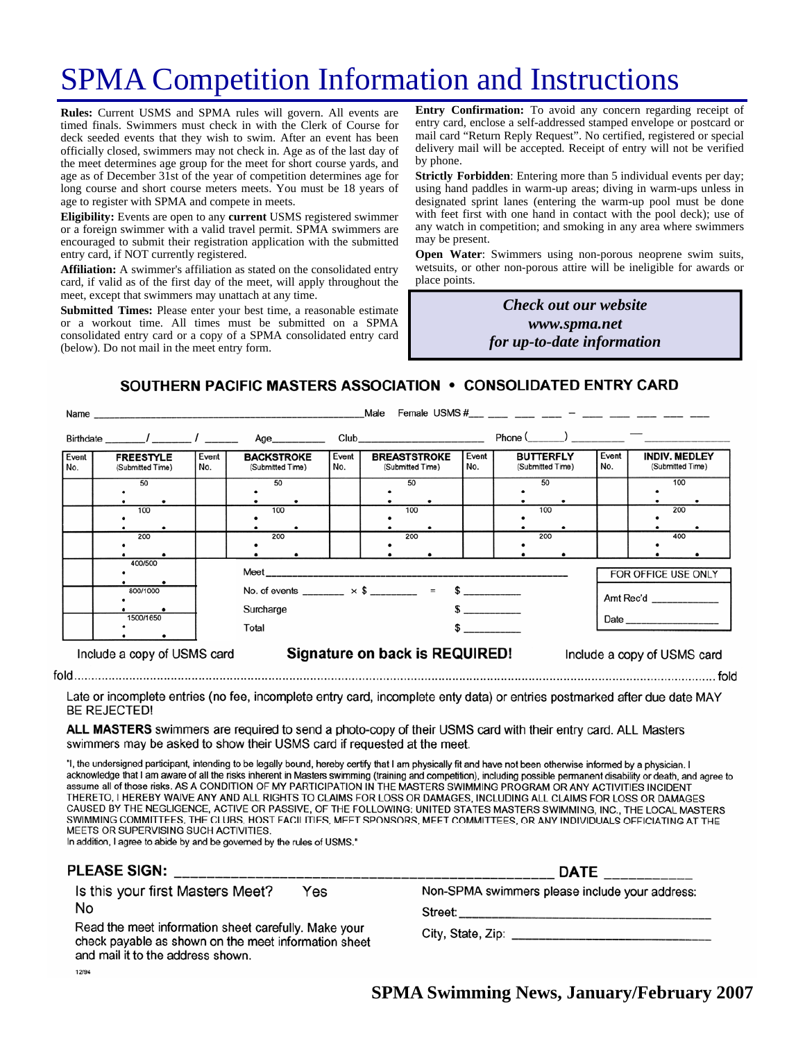# SPMA Competition Information and Instructions

**Rules:** Current USMS and SPMA rules will govern. All events are timed finals. Swimmers must check in with the Clerk of Course for deck seeded events that they wish to swim. After an event has been officially closed, swimmers may not check in. Age as of the last day of the meet determines age group for the meet for short course yards, and age as of December 31st of the year of competition determines age for long course and short course meters meets. You must be 18 years of age to register with SPMA and compete in meets.

**Eligibility:** Events are open to any **current** USMS registered swimmer or a foreign swimmer with a valid travel permit. SPMA swimmers are encouraged to submit their registration application with the submitted entry card, if NOT currently registered.

**Affiliation:** A swimmer's affiliation as stated on the consolidated entry card, if valid as of the first day of the meet, will apply throughout the meet, except that swimmers may unattach at any time.

**Submitted Times:** Please enter your best time, a reasonable estimate or a workout time. All times must be submitted on a SPMA consolidated entry card or a copy of a SPMA consolidated entry card (below). Do not mail in the meet entry form.

**Entry Confirmation:** To avoid any concern regarding receipt of entry card, enclose a self-addressed stamped envelope or postcard or mail card "Return Reply Request". No certified, registered or special delivery mail will be accepted. Receipt of entry will not be verified by phone.

**Strictly Forbidden**: Entering more than 5 individual events per day; using hand paddles in warm-up areas; diving in warm-ups unless in designated sprint lanes (entering the warm-up pool must be done with feet first with one hand in contact with the pool deck); use of any watch in competition; and smoking in any area where swimmers may be present.

**Open Water**: Swimmers using non-porous neoprene swim suits, wetsuits, or other non-porous attire will be ineligible for awards or place points.

***Check out our website***
***www.spma.net***
***for up-to-date information***

## SOUTHERN PACIFIC MASTERS ASSOCIATION • CONSOLIDATED ENTRY CARD

Name ________________________________ Male Female USMS #___ ___ ___ ___ – ___ ___ ___ ___ ___

Birthdate _____/_____/_____ Age________ Club____________________ Phone (_____) ________ — __________

| Event No. | FREESTYLE (Submitted Time) | Event No. | BACKSTROKE (Submitted Time) | Event No. | BREASTSTROKE (Submitted Time) | Event No. | BUTTERFLY (Submitted Time) | Event No. | INDIV. MEDLEY (Submitted Time) |
|---|---|---|---|---|---|---|---|---|---|
| | 50 | | 50 | | 50 | | 50 | | 100 |
| | 100 | | 100 | | 100 | | 100 | | 200 |
| | 200 | | 200 | | 200 | | 200 | | 400 |
| | 400/500 | | | | | | | | |
| | 800/1000 | | | | | | | | |
| | 1500/1650 | | | | | | | | |

Meet ____________________________________________

No. of events _______ × $ _______ = $ _________

Surcharge $ _________

Total $ _________

FOR OFFICE USE ONLY

Amt Rec'd ___________

Date ______________

Include a copy of USMS card **Signature on back is REQUIRED!** Include a copy of USMS card

fold ........................................................................................................ fold

Late or incomplete entries (no fee, incomplete entry card, incomplete enty data) or entries postmarked after due date MAY BE REJECTED!

**ALL MASTERS** swimmers are required to send a photo-copy of their USMS card with their entry card. ALL Masters swimmers may be asked to show their USMS card if requested at the meet.

"I, the undersigned participant, intending to be legally bound, hereby certify that I am physically fit and have not been otherwise informed by a physician. I acknowledge that I am aware of all the risks inherent in Masters swimming (training and competition), including possible permanent disability or death, and agree to assume all of those risks. AS A CONDITION OF MY PARTICIPATION IN THE MASTERS SWIMMING PROGRAM OR ANY ACTIVITIES INCIDENT THERETO, I HEREBY WAIVE ANY AND ALL RIGHTS TO CLAIMS FOR LOSS OR DAMAGES, INCLUDING ALL CLAIMS FOR LOSS OR DAMAGES CAUSED BY THE NEGLIGENCE, ACTIVE OR PASSIVE, OF THE FOLLOWING: UNITED STATES MASTERS SWIMMING, INC., THE LOCAL MASTERS SWIMMING COMMITTEES, THE CLUBS, HOST FACILITIES, MEET SPONSORS, MEET COMMITTEES, OR ANY INDIVIDUALS OFFICIATING AT THE MEETS OR SUPERVISING SUCH ACTIVITIES.
In addition, I agree to abide by and be governed by the rules of USMS."

**PLEASE SIGN:** ________________________________ **DATE** __________

Is this your first Masters Meet? Yes No

Read the meet information sheet carefully. Make your check payable as shown on the meet information sheet and mail it to the address shown.

Non-SPMA swimmers please include your address:

Street: ____________________________

City, State, Zip: ____________________

12/94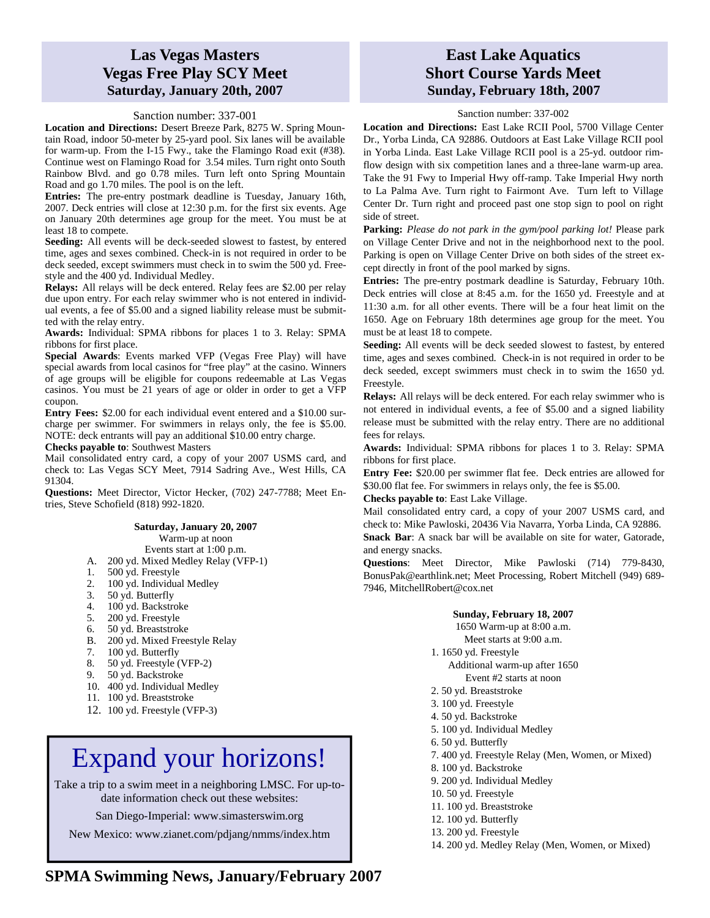## Las Vegas Masters
## Vegas Free Play SCY Meet
### Saturday, January 20th, 2007

Sanction number: 337-001

**Location and Directions:** Desert Breeze Park, 8275 W. Spring Mountain Road, indoor 50-meter by 25-yard pool. Six lanes will be available for warm-up. From the I-15 Fwy., take the Flamingo Road exit (#38). Continue west on Flamingo Road for 3.54 miles. Turn right onto South Rainbow Blvd. and go 0.78 miles. Turn left onto Spring Mountain Road and go 1.70 miles. The pool is on the left.

**Entries:** The pre-entry postmark deadline is Tuesday, January 16th, 2007. Deck entries will close at 12:30 p.m. for the first six events. Age on January 20th determines age group for the meet. You must be at least 18 to compete.

**Seeding:** All events will be deck-seeded slowest to fastest, by entered time, ages and sexes combined. Check-in is not required in order to be deck seeded, except swimmers must check in to swim the 500 yd. Freestyle and the 400 yd. Individual Medley.

**Relays:** All relays will be deck entered. Relay fees are $2.00 per relay due upon entry. For each relay swimmer who is not entered in individual events, a fee of $5.00 and a signed liability release must be submitted with the relay entry.

**Awards:** Individual: SPMA ribbons for places 1 to 3. Relay: SPMA ribbons for first place.

**Special Awards**: Events marked VFP (Vegas Free Play) will have special awards from local casinos for "free play" at the casino. Winners of age groups will be eligible for coupons redeemable at Las Vegas casinos. You must be 21 years of age or older in order to get a VFP coupon.

**Entry Fees:** $2.00 for each individual event entered and a $10.00 surcharge per swimmer. For swimmers in relays only, the fee is $5.00. NOTE: deck entrants will pay an additional $10.00 entry charge.

**Checks payable to**: Southwest Masters

Mail consolidated entry card, a copy of your 2007 USMS card, and check to: Las Vegas SCY Meet, 7914 Sadring Ave., West Hills, CA 91304.

**Questions:** Meet Director, Victor Hecker, (702) 247-7788; Meet Entries, Steve Schofield (818) 992-1820.

**Saturday, January 20, 2007**
Warm-up at noon
Events start at 1:00 p.m.

- A. 200 yd. Mixed Medley Relay (VFP-1)
- 1. 500 yd. Freestyle
- 2. 100 yd. Individual Medley
- 3. 50 yd. Butterfly
- 4. 100 yd. Backstroke
- 5. 200 yd. Freestyle
- 6. 50 yd. Breaststroke
- B. 200 yd. Mixed Freestyle Relay
- 7. 100 yd. Butterfly
- 8. 50 yd. Freestyle (VFP-2)
- 9. 50 yd. Backstroke
- 10. 400 yd. Individual Medley
- 11. 100 yd. Breaststroke
- 12. 100 yd. Freestyle (VFP-3)

# Expand your horizons!

Take a trip to a swim meet in a neighboring LMSC. For up-to-date information check out these websites:

San Diego-Imperial: www.simasterswim.org

New Mexico: www.zianet.com/pdjang/nmms/index.htm

## East Lake Aquatics
## Short Course Yards Meet
### Sunday, February 18th, 2007

Sanction number: 337-002

**Location and Directions:** East Lake RCII Pool, 5700 Village Center Dr., Yorba Linda, CA 92886. Outdoors at East Lake Village RCII pool in Yorba Linda. East Lake Village RCII pool is a 25-yd. outdoor rim-flow design with six competition lanes and a three-lane warm-up area. Take the 91 Fwy to Imperial Hwy off-ramp. Take Imperial Hwy north to La Palma Ave. Turn right to Fairmont Ave. Turn left to Village Center Dr. Turn right and proceed past one stop sign to pool on right side of street.

**Parking:** *Please do not park in the gym/pool parking lot!* Please park on Village Center Drive and not in the neighborhood next to the pool. Parking is open on Village Center Drive on both sides of the street except directly in front of the pool marked by signs.

**Entries:** The pre-entry postmark deadline is Saturday, February 10th. Deck entries will close at 8:45 a.m. for the 1650 yd. Freestyle and at 11:30 a.m. for all other events. There will be a four heat limit on the 1650. Age on February 18th determines age group for the meet. You must be at least 18 to compete.

**Seeding:** All events will be deck seeded slowest to fastest, by entered time, ages and sexes combined. Check-in is not required in order to be deck seeded, except swimmers must check in to swim the 1650 yd. Freestyle.

**Relays:** All relays will be deck entered. For each relay swimmer who is not entered in individual events, a fee of $5.00 and a signed liability release must be submitted with the relay entry. There are no additional fees for relays.

**Awards:** Individual: SPMA ribbons for places 1 to 3. Relay: SPMA ribbons for first place.

**Entry Fee:** $20.00 per swimmer flat fee. Deck entries are allowed for $30.00 flat fee. For swimmers in relays only, the fee is $5.00.

**Checks payable to**: East Lake Village.

Mail consolidated entry card, a copy of your 2007 USMS card, and check to: Mike Pawloski, 20436 Via Navarra, Yorba Linda, CA 92886.

**Snack Bar**: A snack bar will be available on site for water, Gatorade, and energy snacks.

**Questions**: Meet Director, Mike Pawloski (714) 779-8430, BonusPak@earthlink.net; Meet Processing, Robert Mitchell (949) 689-7946, MitchellRobert@cox.net

**Sunday, February 18, 2007**
1650 Warm-up at 8:00 a.m.
Meet starts at 9:00 a.m.

1. 1650 yd. Freestyle

   Additional warm-up after 1650
   Event #2 starts at noon

2. 50 yd. Breaststroke
3. 100 yd. Freestyle
4. 50 yd. Backstroke
5. 100 yd. Individual Medley
6. 50 yd. Butterfly
7. 400 yd. Freestyle Relay (Men, Women, or Mixed)
8. 100 yd. Backstroke
9. 200 yd. Individual Medley
10. 50 yd. Freestyle
11. 100 yd. Breaststroke
12. 100 yd. Butterfly
13. 200 yd. Freestyle
14. 200 yd. Medley Relay (Men, Women, or Mixed)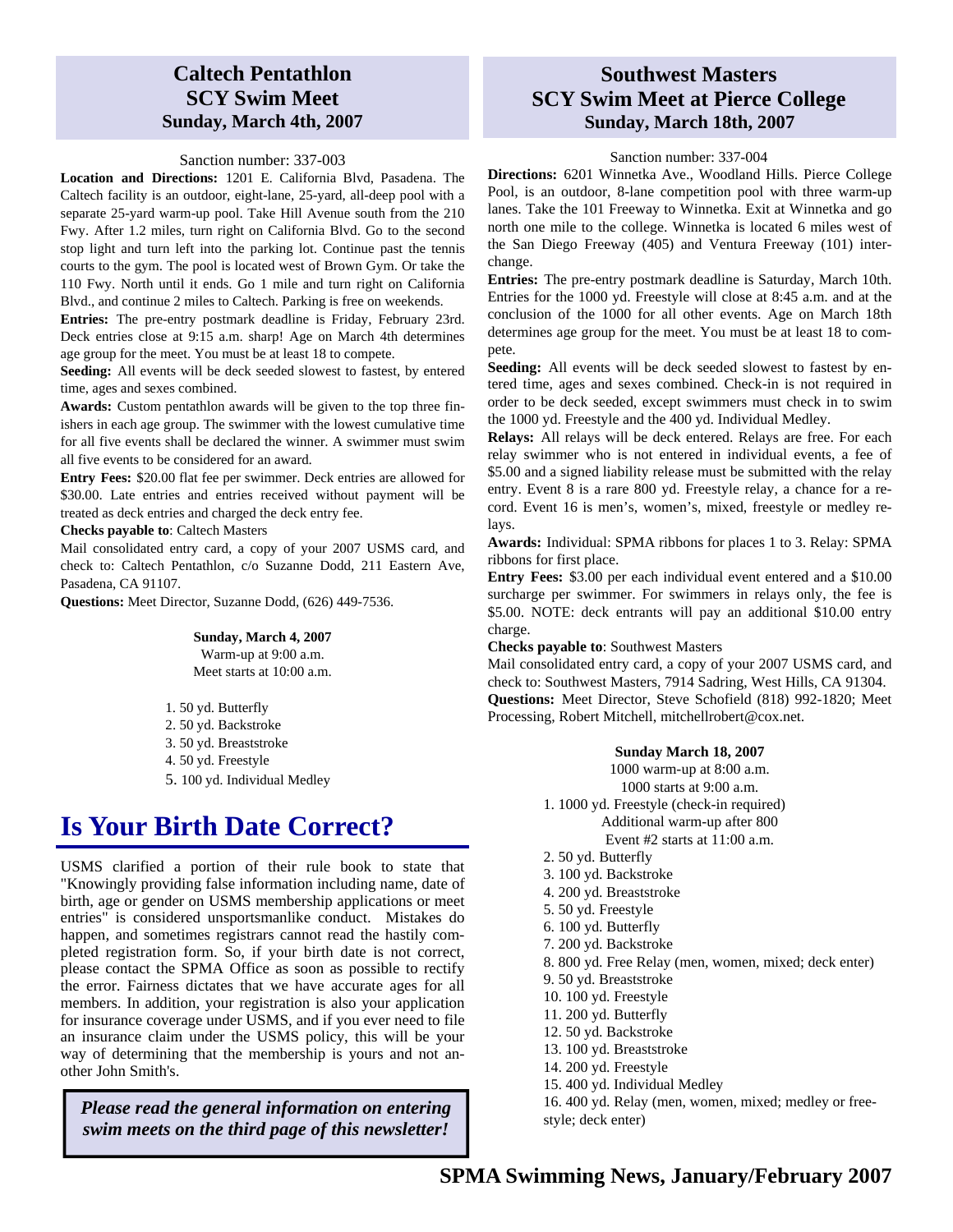## Caltech Pentathlon SCY Swim Meet
### Sunday, March 4th, 2007

Sanction number: 337-003

**Location and Directions:** 1201 E. California Blvd, Pasadena. The Caltech facility is an outdoor, eight-lane, 25-yard, all-deep pool with a separate 25-yard warm-up pool. Take Hill Avenue south from the 210 Fwy. After 1.2 miles, turn right on California Blvd. Go to the second stop light and turn left into the parking lot. Continue past the tennis courts to the gym. The pool is located west of Brown Gym. Or take the 110 Fwy. North until it ends. Go 1 mile and turn right on California Blvd., and continue 2 miles to Caltech. Parking is free on weekends.

**Entries:** The pre-entry postmark deadline is Friday, February 23rd. Deck entries close at 9:15 a.m. sharp! Age on March 4th determines age group for the meet. You must be at least 18 to compete.

**Seeding:** All events will be deck seeded slowest to fastest, by entered time, ages and sexes combined.

**Awards:** Custom pentathlon awards will be given to the top three finishers in each age group. The swimmer with the lowest cumulative time for all five events shall be declared the winner. A swimmer must swim all five events to be considered for an award.

**Entry Fees:** $20.00 flat fee per swimmer. Deck entries are allowed for $30.00. Late entries and entries received without payment will be treated as deck entries and charged the deck entry fee.

**Checks payable to**: Caltech Masters

Mail consolidated entry card, a copy of your 2007 USMS card, and check to: Caltech Pentathlon, c/o Suzanne Dodd, 211 Eastern Ave, Pasadena, CA 91107.

**Questions:** Meet Director, Suzanne Dodd, (626) 449-7536.

**Sunday, March 4, 2007**
Warm-up at 9:00 a.m.
Meet starts at 10:00 a.m.

1. 50 yd. Butterfly
2. 50 yd. Backstroke
3. 50 yd. Breaststroke
4. 50 yd. Freestyle
5. 100 yd. Individual Medley

# Is Your Birth Date Correct?

USMS clarified a portion of their rule book to state that "Knowingly providing false information including name, date of birth, age or gender on USMS membership applications or meet entries" is considered unsportsmanlike conduct. Mistakes do happen, and sometimes registrars cannot read the hastily completed registration form. So, if your birth date is not correct, please contact the SPMA Office as soon as possible to rectify the error. Fairness dictates that we have accurate ages for all members. In addition, your registration is also your application for insurance coverage under USMS, and if you ever need to file an insurance claim under the USMS policy, this will be your way of determining that the membership is yours and not another John Smith's.

***Please read the general information on entering swim meets on the third page of this newsletter!***

## Southwest Masters SCY Swim Meet at Pierce College
### Sunday, March 18th, 2007

Sanction number: 337-004

**Directions:** 6201 Winnetka Ave., Woodland Hills. Pierce College Pool, is an outdoor, 8-lane competition pool with three warm-up lanes. Take the 101 Freeway to Winnetka. Exit at Winnetka and go north one mile to the college. Winnetka is located 6 miles west of the San Diego Freeway (405) and Ventura Freeway (101) interchange.

**Entries:** The pre-entry postmark deadline is Saturday, March 10th. Entries for the 1000 yd. Freestyle will close at 8:45 a.m. and at the conclusion of the 1000 for all other events. Age on March 18th determines age group for the meet. You must be at least 18 to compete.

**Seeding:** All events will be deck seeded slowest to fastest by entered time, ages and sexes combined. Check-in is not required in order to be deck seeded, except swimmers must check in to swim the 1000 yd. Freestyle and the 400 yd. Individual Medley.

**Relays:** All relays will be deck entered. Relays are free. For each relay swimmer who is not entered in individual events, a fee of $5.00 and a signed liability release must be submitted with the relay entry. Event 8 is a rare 800 yd. Freestyle relay, a chance for a record. Event 16 is men's, women's, mixed, freestyle or medley relays.

**Awards:** Individual: SPMA ribbons for places 1 to 3. Relay: SPMA ribbons for first place.

**Entry Fees:** $3.00 per each individual event entered and a $10.00 surcharge per swimmer. For swimmers in relays only, the fee is $5.00. NOTE: deck entrants will pay an additional $10.00 entry charge.

**Checks payable to**: Southwest Masters

Mail consolidated entry card, a copy of your 2007 USMS card, and check to: Southwest Masters, 7914 Sadring, West Hills, CA 91304.

**Questions:** Meet Director, Steve Schofield (818) 992-1820; Meet Processing, Robert Mitchell, mitchellrobert@cox.net.

**Sunday March 18, 2007**
1000 warm-up at 8:00 a.m.
1000 starts at 9:00 a.m.

1. 1000 yd. Freestyle (check-in required)
   Additional warm-up after 800
   Event #2 starts at 11:00 a.m.
2. 50 yd. Butterfly
3. 100 yd. Backstroke
4. 200 yd. Breaststroke
5. 50 yd. Freestyle
6. 100 yd. Butterfly
7. 200 yd. Backstroke
8. 800 yd. Free Relay (men, women, mixed; deck enter)
9. 50 yd. Breaststroke
10. 100 yd. Freestyle
11. 200 yd. Butterfly
12. 50 yd. Backstroke
13. 100 yd. Breaststroke
14. 200 yd. Freestyle
15. 400 yd. Individual Medley
16. 400 yd. Relay (men, women, mixed; medley or freestyle; deck enter)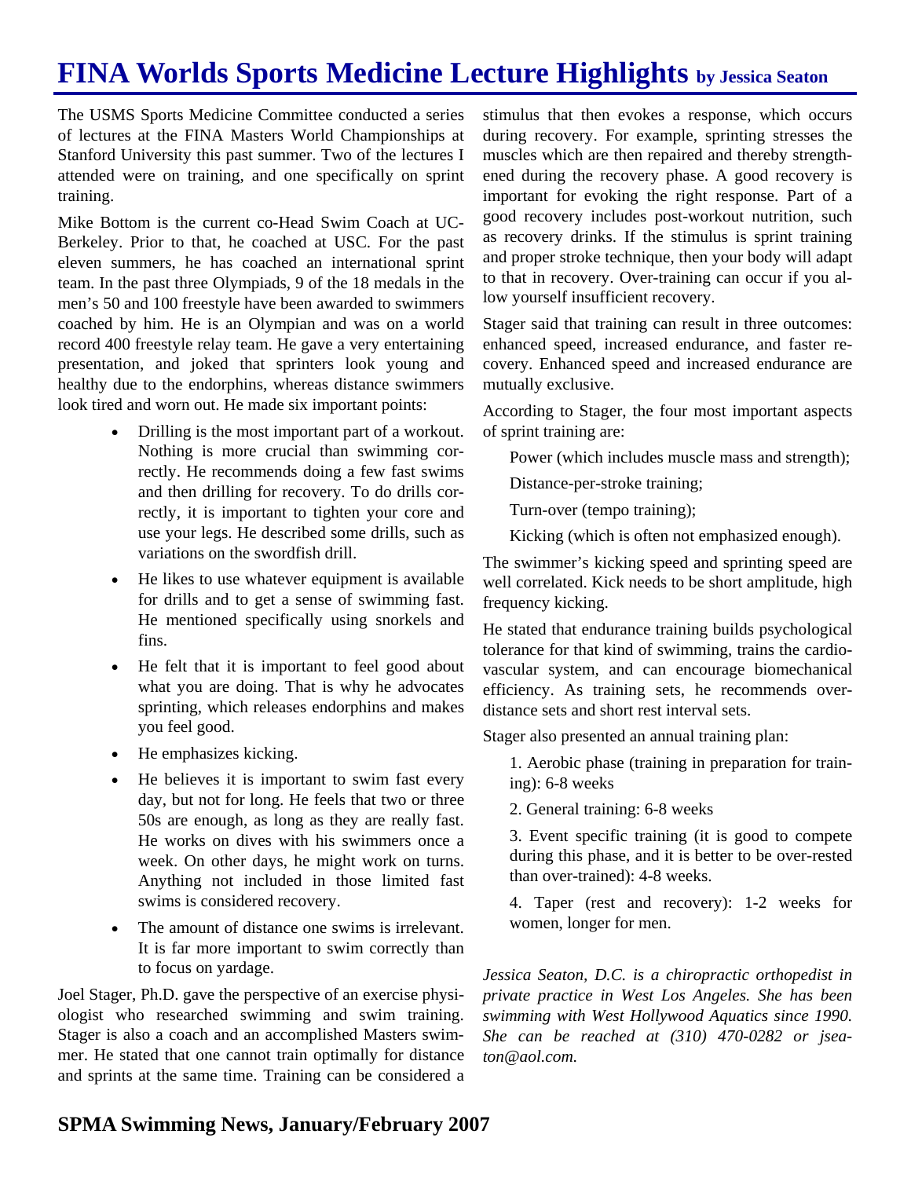# FINA Worlds Sports Medicine Lecture Highlights **by Jessica Seaton**

The USMS Sports Medicine Committee conducted a series of lectures at the FINA Masters World Championships at Stanford University this past summer. Two of the lectures I attended were on training, and one specifically on sprint training.

Mike Bottom is the current co-Head Swim Coach at UC-Berkeley. Prior to that, he coached at USC. For the past eleven summers, he has coached an international sprint team. In the past three Olympiads, 9 of the 18 medals in the men's 50 and 100 freestyle have been awarded to swimmers coached by him. He is an Olympian and was on a world record 400 freestyle relay team. He gave a very entertaining presentation, and joked that sprinters look young and healthy due to the endorphins, whereas distance swimmers look tired and worn out. He made six important points:

- Drilling is the most important part of a workout. Nothing is more crucial than swimming correctly. He recommends doing a few fast swims and then drilling for recovery. To do drills correctly, it is important to tighten your core and use your legs. He described some drills, such as variations on the swordfish drill.
- He likes to use whatever equipment is available for drills and to get a sense of swimming fast. He mentioned specifically using snorkels and fins.
- He felt that it is important to feel good about what you are doing. That is why he advocates sprinting, which releases endorphins and makes you feel good.
- He emphasizes kicking.
- He believes it is important to swim fast every day, but not for long. He feels that two or three 50s are enough, as long as they are really fast. He works on dives with his swimmers once a week. On other days, he might work on turns. Anything not included in those limited fast swims is considered recovery.
- The amount of distance one swims is irrelevant. It is far more important to swim correctly than to focus on yardage.

Joel Stager, Ph.D. gave the perspective of an exercise physiologist who researched swimming and swim training. Stager is also a coach and an accomplished Masters swimmer. He stated that one cannot train optimally for distance and sprints at the same time. Training can be considered a stimulus that then evokes a response, which occurs during recovery. For example, sprinting stresses the muscles which are then repaired and thereby strengthened during the recovery phase. A good recovery is important for evoking the right response. Part of a good recovery includes post-workout nutrition, such as recovery drinks. If the stimulus is sprint training and proper stroke technique, then your body will adapt to that in recovery. Over-training can occur if you allow yourself insufficient recovery.

Stager said that training can result in three outcomes: enhanced speed, increased endurance, and faster recovery. Enhanced speed and increased endurance are mutually exclusive.

According to Stager, the four most important aspects of sprint training are:

Power (which includes muscle mass and strength);

Distance-per-stroke training;

Turn-over (tempo training);

Kicking (which is often not emphasized enough).

The swimmer's kicking speed and sprinting speed are well correlated. Kick needs to be short amplitude, high frequency kicking.

He stated that endurance training builds psychological tolerance for that kind of swimming, trains the cardiovascular system, and can encourage biomechanical efficiency. As training sets, he recommends over-distance sets and short rest interval sets.

Stager also presented an annual training plan:

1. Aerobic phase (training in preparation for training): 6-8 weeks
2. General training: 6-8 weeks
3. Event specific training (it is good to compete during this phase, and it is better to be over-rested than over-trained): 4-8 weeks.
4. Taper (rest and recovery): 1-2 weeks for women, longer for men.

*Jessica Seaton, D.C. is a chiropractic orthopedist in private practice in West Los Angeles. She has been swimming with West Hollywood Aquatics since 1990. She can be reached at (310) 470-0282 or jseaton@aol.com.*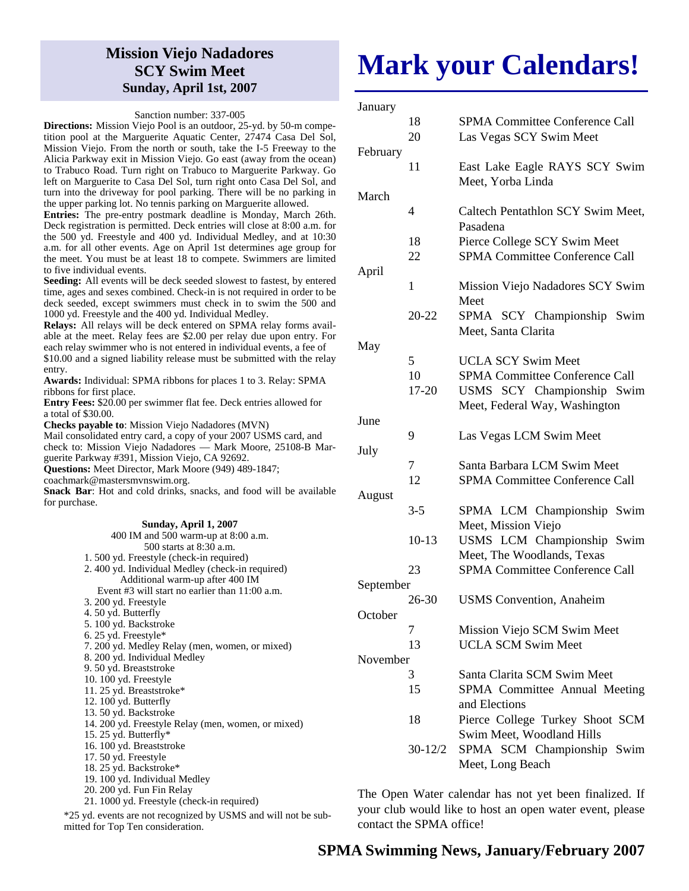## Mission Viejo Nadadores SCY Swim Meet
### Sunday, April 1st, 2007

Sanction number: 337-005

**Directions:** Mission Viejo Pool is an outdoor, 25-yd. by 50-m competition pool at the Marguerite Aquatic Center, 27474 Casa Del Sol, Mission Viejo. From the north or south, take the I-5 Freeway to the Alicia Parkway exit in Mission Viejo. Go east (away from the ocean) to Trabuco Road. Turn right on Trabuco to Marguerite Parkway. Go left on Marguerite to Casa Del Sol, turn right onto Casa Del Sol, and turn into the driveway for pool parking. There will be no parking in the upper parking lot. No tennis parking on Marguerite allowed.

**Entries:** The pre-entry postmark deadline is Monday, March 26th. Deck registration is permitted. Deck entries will close at 8:00 a.m. for the 500 yd. Freestyle and 400 yd. Individual Medley, and at 10:30 a.m. for all other events. Age on April 1st determines age group for the meet. You must be at least 18 to compete. Swimmers are limited to five individual events.

**Seeding:** All events will be deck seeded slowest to fastest, by entered time, ages and sexes combined. Check-in is not required in order to be deck seeded, except swimmers must check in to swim the 500 and 1000 yd. Freestyle and the 400 yd. Individual Medley.

**Relays:** All relays will be deck entered on SPMA relay forms available at the meet. Relay fees are $2.00 per relay due upon entry. For each relay swimmer who is not entered in individual events, a fee of $10.00 and a signed liability release must be submitted with the relay entry.

**Awards:** Individual: SPMA ribbons for places 1 to 3. Relay: SPMA ribbons for first place.

**Entry Fees:** $20.00 per swimmer flat fee. Deck entries allowed for a total of $30.00.

**Checks payable to**: Mission Viejo Nadadores (MVN)

Mail consolidated entry card, a copy of your 2007 USMS card, and check to: Mission Viejo Nadadores — Mark Moore, 25108-B Marguerite Parkway #391, Mission Viejo, CA 92692.

**Questions:** Meet Director, Mark Moore (949) 489-1847; coachmark@mastersmvnswim.org.

**Snack Bar**: Hot and cold drinks, snacks, and food will be available for purchase.

**Sunday, April 1, 2007**

400 IM and 500 warm-up at 8:00 a.m.
500 starts at 8:30 a.m.

1. 500 yd. Freestyle (check-in required)
2. 400 yd. Individual Medley (check-in required)
   Additional warm-up after 400 IM
   Event #3 will start no earlier than 11:00 a.m.
3. 200 yd. Freestyle
4. 50 yd. Butterfly
5. 100 yd. Backstroke
6. 25 yd. Freestyle*
7. 200 yd. Medley Relay (men, women, or mixed)
8. 200 yd. Individual Medley
9. 50 yd. Breaststroke
10. 100 yd. Freestyle
11. 25 yd. Breaststroke*
12. 100 yd. Butterfly
13. 50 yd. Backstroke
14. 200 yd. Freestyle Relay (men, women, or mixed)
15. 25 yd. Butterfly*
16. 100 yd. Breaststroke
17. 50 yd. Freestyle
18. 25 yd. Backstroke*
19. 100 yd. Individual Medley
20. 200 yd. Fun Fin Relay
21. 1000 yd. Freestyle (check-in required)

*25 yd. events are not recognized by USMS and will not be submitted for Top Ten consideration.

# Mark your Calendars!

| Month | Date | Event |
|---|---|---|
| January | | |
| | 18 | SPMA Committee Conference Call |
| | 20 | Las Vegas SCY Swim Meet |
| February | | |
| | 11 | East Lake Eagle RAYS SCY Swim Meet, Yorba Linda |
| March | | |
| | 4 | Caltech Pentathlon SCY Swim Meet, Pasadena |
| | 18 | Pierce College SCY Swim Meet |
| | 22 | SPMA Committee Conference Call |
| April | | |
| | 1 | Mission Viejo Nadadores SCY Swim Meet |
| | 20-22 | SPMA SCY Championship Swim Meet, Santa Clarita |
| May | | |
| | 5 | UCLA SCY Swim Meet |
| | 10 | SPMA Committee Conference Call |
| | 17-20 | USMS SCY Championship Swim Meet, Federal Way, Washington |
| June | | |
| | 9 | Las Vegas LCM Swim Meet |
| July | | |
| | 7 | Santa Barbara LCM Swim Meet |
| | 12 | SPMA Committee Conference Call |
| August | | |
| | 3-5 | SPMA LCM Championship Swim Meet, Mission Viejo |
| | 10-13 | USMS LCM Championship Swim Meet, The Woodlands, Texas |
| | 23 | SPMA Committee Conference Call |
| September | | |
| | 26-30 | USMS Convention, Anaheim |
| October | | |
| | 7 | Mission Viejo SCM Swim Meet |
| | 13 | UCLA SCM Swim Meet |
| November | | |
| | 3 | Santa Clarita SCM Swim Meet |
| | 15 | SPMA Committee Annual Meeting and Elections |
| | 18 | Pierce College Turkey Shoot SCM Swim Meet, Woodland Hills |
| | 30-12/2 | SPMA SCM Championship Swim Meet, Long Beach |

The Open Water calendar has not yet been finalized. If your club would like to host an open water event, please contact the SPMA office!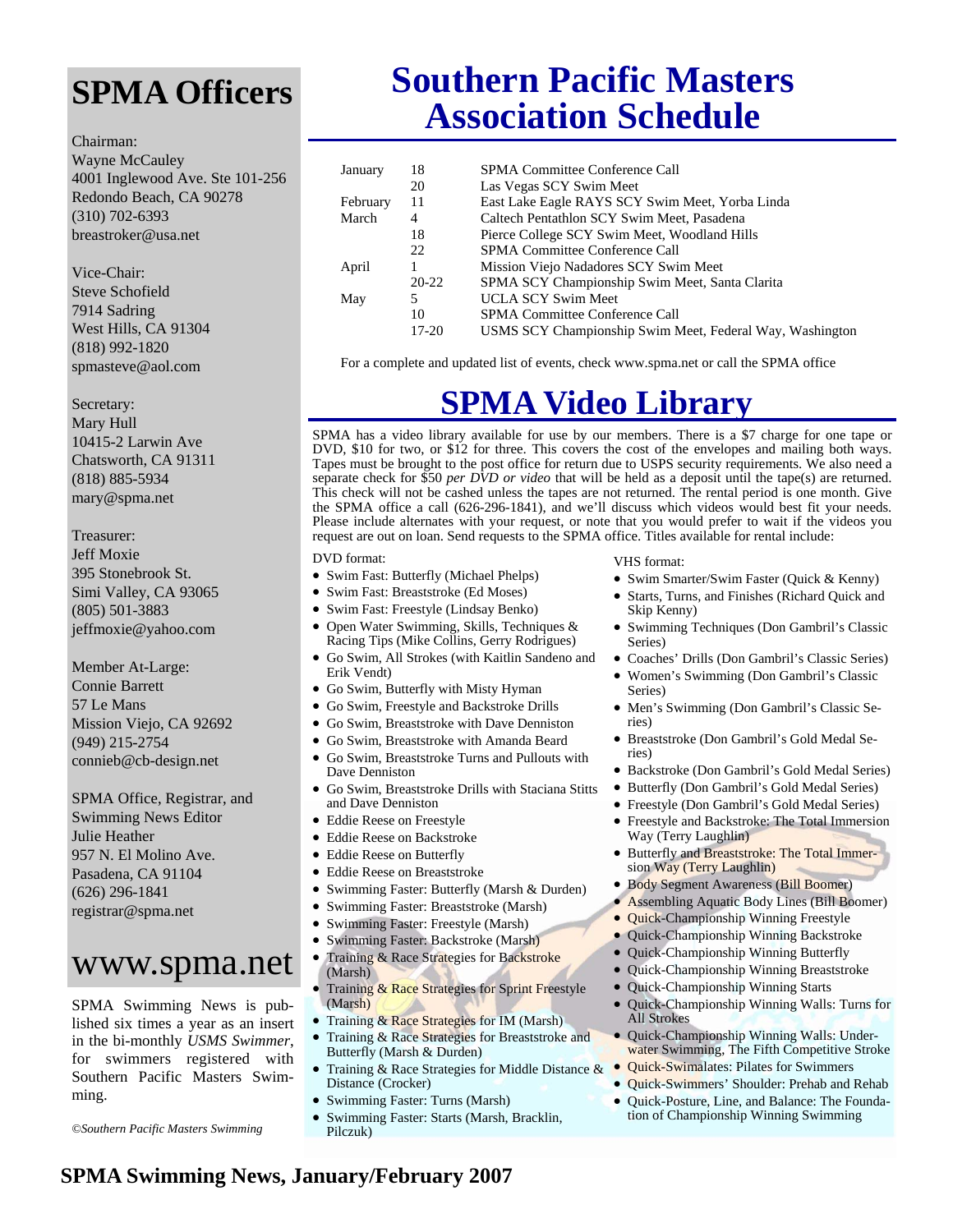# SPMA Officers

Chairman:
Wayne McCauley
4001 Inglewood Ave. Ste 101-256
Redondo Beach, CA 90278
(310) 702-6393
breastroker@usa.net

Vice-Chair:
Steve Schofield
7914 Sadring
West Hills, CA 91304
(818) 992-1820
spmasteve@aol.com

Secretary:
Mary Hull
10415-2 Larwin Ave
Chatsworth, CA 91311
(818) 885-5934
mary@spma.net

Treasurer:
Jeff Moxie
395 Stonebrook St.
Simi Valley, CA 93065
(805) 501-3883
jeffmoxie@yahoo.com

Member At-Large:
Connie Barrett
57 Le Mans
Mission Viejo, CA 92692
(949) 215-2754
connieb@cb-design.net

SPMA Office, Registrar, and Swimming News Editor
Julie Heather
957 N. El Molino Ave.
Pasadena, CA 91104
(626) 296-1841
registrar@spma.net

# www.spma.net

SPMA Swimming News is published six times a year as an insert in the bi-monthly *USMS Swimmer*, for swimmers registered with Southern Pacific Masters Swimming.

*©Southern Pacific Masters Swimming*

# Southern Pacific Masters Association Schedule

| | | |
|---|---|---|
| January | 18 | SPMA Committee Conference Call |
| | 20 | Las Vegas SCY Swim Meet |
| February | 11 | East Lake Eagle RAYS SCY Swim Meet, Yorba Linda |
| March | 4 | Caltech Pentathlon SCY Swim Meet, Pasadena |
| | 18 | Pierce College SCY Swim Meet, Woodland Hills |
| | 22 | SPMA Committee Conference Call |
| April | 1 | Mission Viejo Nadadores SCY Swim Meet |
| | 20-22 | SPMA SCY Championship Swim Meet, Santa Clarita |
| May | 5 | UCLA SCY Swim Meet |
| | 10 | SPMA Committee Conference Call |
| | 17-20 | USMS SCY Championship Swim Meet, Federal Way, Washington |

For a complete and updated list of events, check www.spma.net or call the SPMA office

# SPMA Video Library

SPMA has a video library available for use by our members. There is a $7 charge for one tape or DVD, $10 for two, or $12 for three. This covers the cost of the envelopes and mailing both ways. Tapes must be brought to the post office for return due to USPS security requirements. We also need a separate check for $50 *per DVD or video* that will be held as a deposit until the tape(s) are returned. This check will not be cashed unless the tapes are not returned. The rental period is one month. Give the SPMA office a call (626-296-1841), and we'll discuss which videos would best fit your needs. Please include alternates with your request, or note that you would prefer to wait if the videos you request are out on loan. Send requests to the SPMA office. Titles available for rental include:

DVD format:

- Swim Fast: Butterfly (Michael Phelps)
- Swim Fast: Breaststroke (Ed Moses)
- Swim Fast: Freestyle (Lindsay Benko)
- Open Water Swimming, Skills, Techniques & Racing Tips (Mike Collins, Gerry Rodrigues)
- Go Swim, All Strokes (with Kaitlin Sandeno and Erik Vendt)
- Go Swim, Butterfly with Misty Hyman
- Go Swim, Freestyle and Backstroke Drills
- Go Swim, Breaststroke with Dave Denniston
- Go Swim, Breaststroke with Amanda Beard
- Go Swim, Breaststroke Turns and Pullouts with Dave Denniston
- Go Swim, Breaststroke Drills with Staciana Stitts and Dave Denniston
- Eddie Reese on Freestyle
- Eddie Reese on Backstroke
- Eddie Reese on Butterfly
- Eddie Reese on Breaststroke
- Swimming Faster: Butterfly (Marsh & Durden)
- Swimming Faster: Breaststroke (Marsh)
- Swimming Faster: Freestyle (Marsh)
- Swimming Faster: Backstroke (Marsh)
- Training & Race Strategies for Backstroke (Marsh)
- Training & Race Strategies for Sprint Freestyle (Marsh)
- Training & Race Strategies for IM (Marsh)
- Training & Race Strategies for Breaststroke and Butterfly (Marsh & Durden)
- Training & Race Strategies for Middle Distance & Distance (Crocker)
- Swimming Faster: Turns (Marsh)
- Swimming Faster: Starts (Marsh, Bracklin, Pilczuk)

VHS format:

- Swim Smarter/Swim Faster (Quick & Kenny)
- Starts, Turns, and Finishes (Richard Quick and Skip Kenny)
- Swimming Techniques (Don Gambril's Classic Series)
- Coaches' Drills (Don Gambril's Classic Series)
- Women's Swimming (Don Gambril's Classic Series)
- Men's Swimming (Don Gambril's Classic Series)
- Breaststroke (Don Gambril's Gold Medal Series)
- Backstroke (Don Gambril's Gold Medal Series)
- Butterfly (Don Gambril's Gold Medal Series)
- Freestyle (Don Gambril's Gold Medal Series)
- Freestyle and Backstroke: The Total Immersion Way (Terry Laughlin)
- Butterfly and Breaststroke: The Total Immersion Way (Terry Laughlin)
- Body Segment Awareness (Bill Boomer)
- Assembling Aquatic Body Lines (Bill Boomer)
- Quick-Championship Winning Freestyle
- Quick-Championship Winning Backstroke
- Quick-Championship Winning Butterfly
- Quick-Championship Winning Breaststroke
- Quick-Championship Winning Starts
- Quick-Championship Winning Walls: Turns for All Strokes
- Quick-Championship Winning Walls: Underwater Swimming, The Fifth Competitive Stroke
- Quick-Swimalates: Pilates for Swimmers
- Quick-Swimmers' Shoulder: Prehab and Rehab
- Quick-Posture, Line, and Balance: The Foundation of Championship Winning Swimming